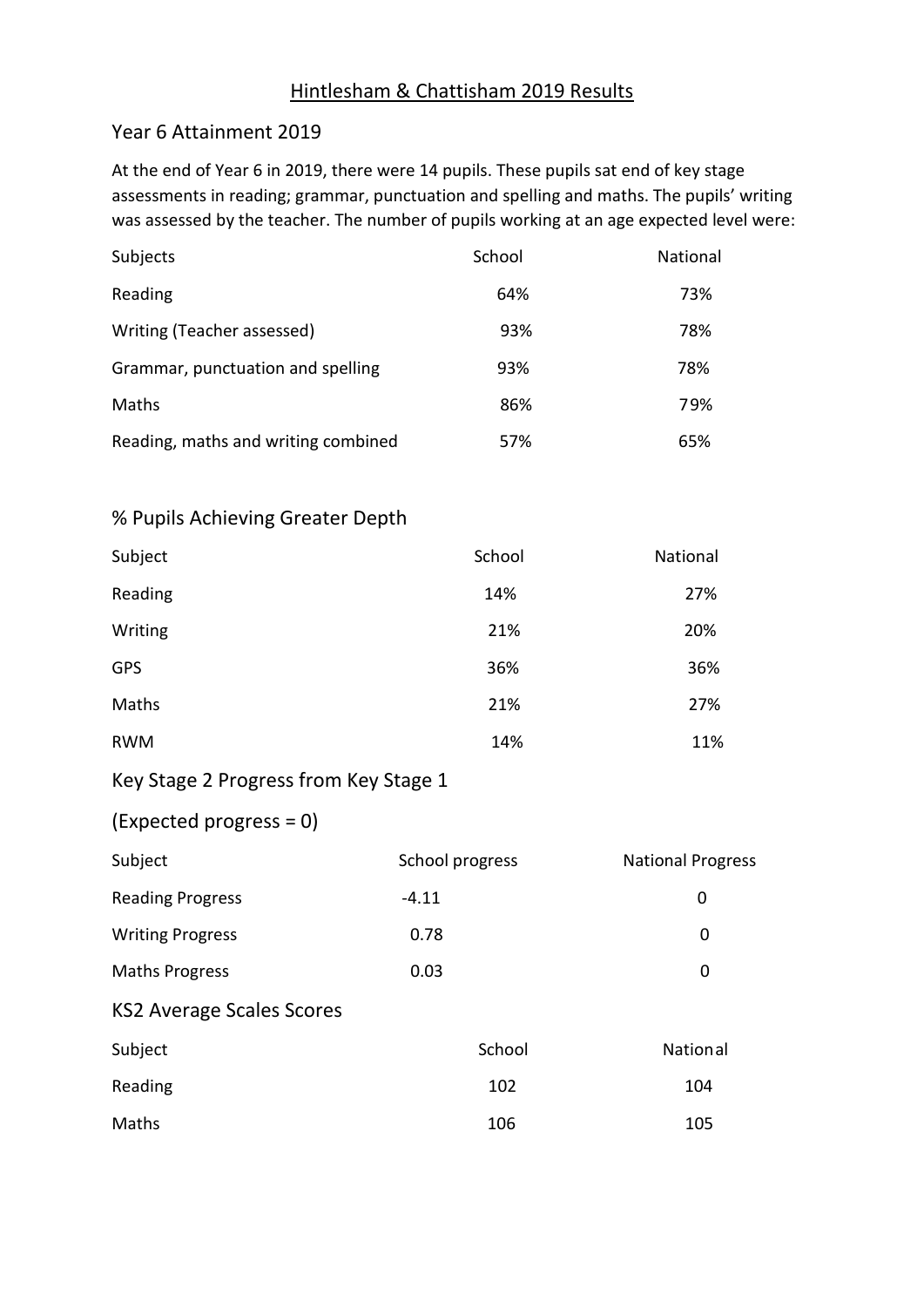# Hintlesham & Chattisham 2019 Results

## Year 6 Attainment 2019

At the end of Year 6 in 2019, there were 14 pupils. These pupils sat end of key stage assessments in reading; grammar, punctuation and spelling and maths. The pupils' writing was assessed by the teacher. The number of pupils working at an age expected level were:

| Subjects | School | National |
|---|---|---|
| Reading | 64% | 73% |
| Writing (Teacher assessed) | 93% | 78% |
| Grammar, punctuation and spelling | 93% | 78% |
| Maths | 86% | 79% |
| Reading, maths and writing combined | 57% | 65% |

## % Pupils Achieving Greater Depth

| Subject | School | National |
|---|---|---|
| Reading | 14% | 27% |
| Writing | 21% | 20% |
| GPS | 36% | 36% |
| Maths | 21% | 27% |
| RWM | 14% | 11% |

## Key Stage 2 Progress from Key Stage 1

## (Expected progress = 0)

| Subject | School progress | National Progress |
|---|---|---|
| Reading Progress | -4.11 | 0 |
| Writing Progress | 0.78 | 0 |
| Maths Progress | 0.03 | 0 |

## KS2 Average Scales Scores

| Subject | School | National |
|---|---|---|
| Reading | 102 | 104 |
| Maths | 106 | 105 |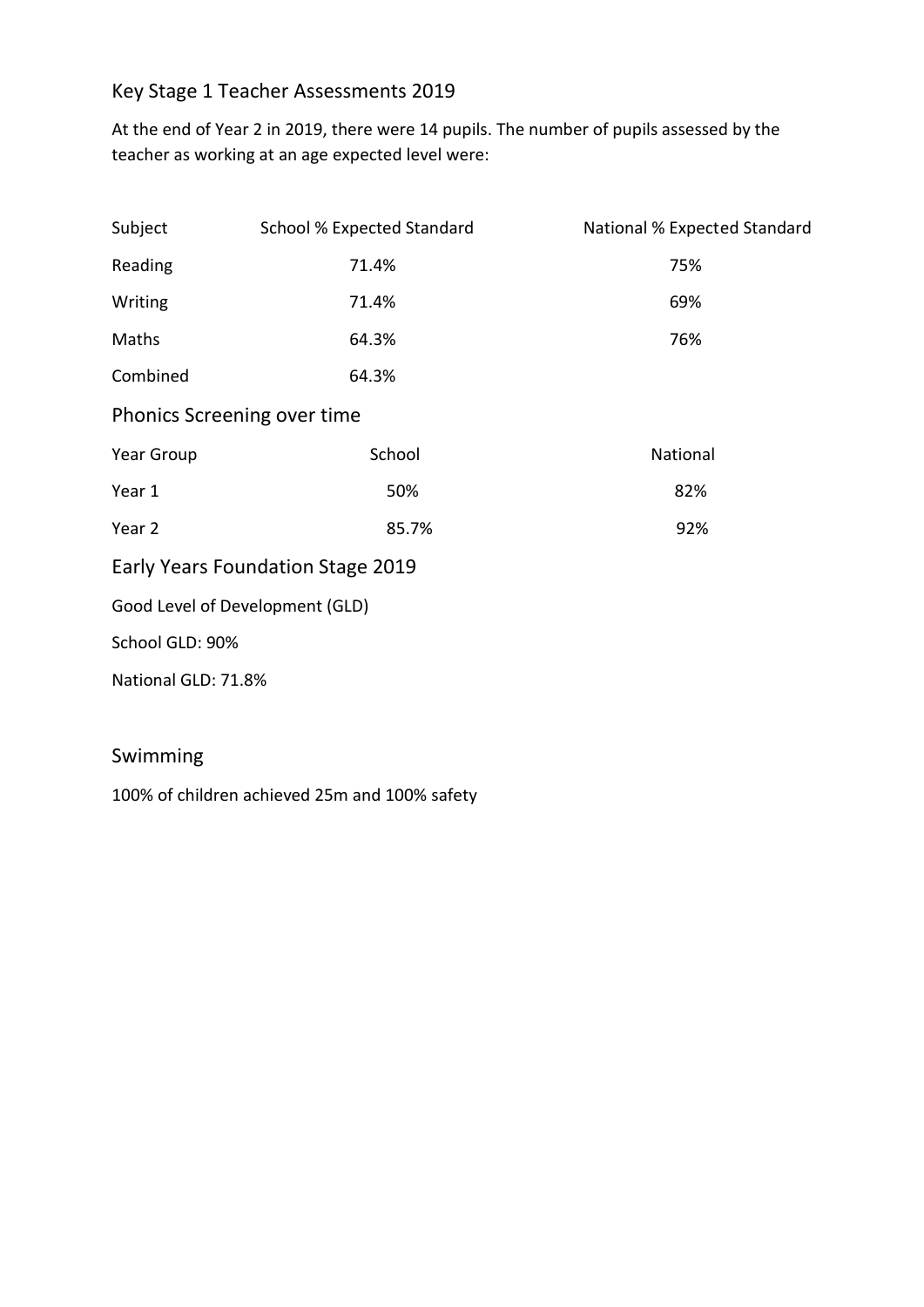## Key Stage 1 Teacher Assessments 2019

At the end of Year 2 in 2019, there were 14 pupils. The number of pupils assessed by the teacher as working at an age expected level were:

| Subject | School % Expected Standard | National % Expected Standard |
|---|---|---|
| Reading | 71.4% | 75% |
| Writing | 71.4% | 69% |
| Maths | 64.3% | 76% |
| Combined | 64.3% | |

## Phonics Screening over time

| Year Group | School | National |
|---|---|---|
| Year 1 | 50% | 82% |
| Year 2 | 85.7% | 92% |

## Early Years Foundation Stage 2019

Good Level of Development (GLD)

School GLD: 90%

National GLD: 71.8%

## Swimming

100% of children achieved 25m and 100% safety